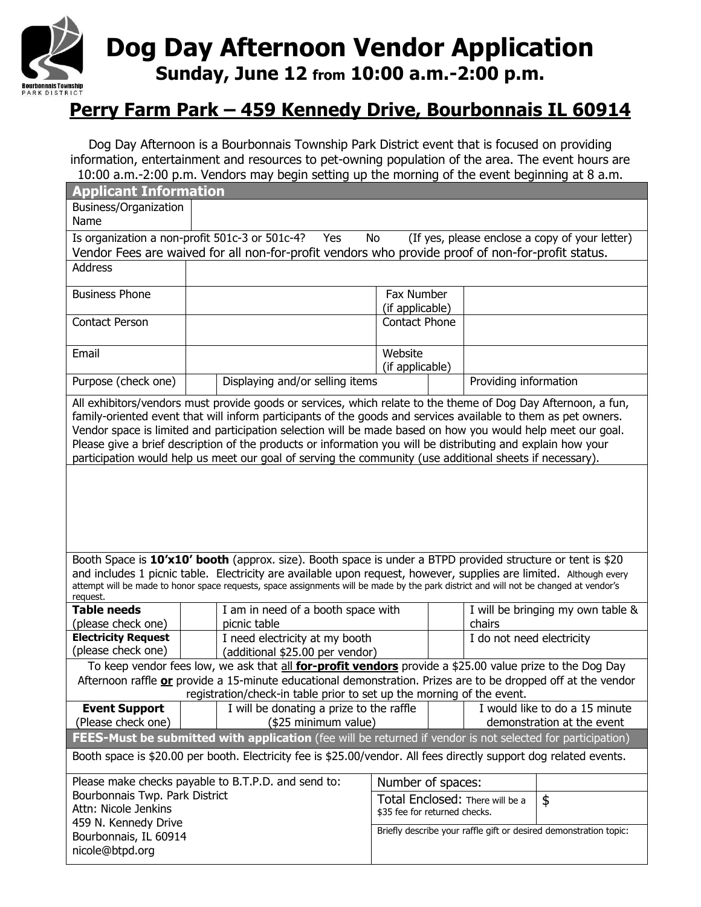# Dog Day Afternoon Vendor Application

## Sunday, June 12 from 10:00 a.m.-2:00 p.m.

## Perry Farm Park – 459 Kennedy Drive, Bourbonnais IL 60914

Dog Day Afternoon is a Bourbonnais Township Park District event that is focused on providing information, entertainment and resources to pet-owning population of the area. The event hours are 10:00 a.m.-2:00 p.m. Vendors may begin setting up the morning of the event beginning at 8 a.m.

### Applicant Information

| | | | |
|---|---|---|---|
| Business/Organization Name | | | |

Is organization a non-profit 501c-3 or 501c-4? Yes No (If yes, please enclose a copy of your letter)
Vendor Fees are waived for all non-for-profit vendors who provide proof of non-for-profit status.

| | | | |
|---|---|---|---|
| Address | | | |
| Business Phone | | Fax Number (if applicable) | |
| Contact Person | | Contact Phone | |
| Email | | Website (if applicable) | |

| | | | | |
|---|---|---|---|---|
| Purpose (check one) | | Displaying and/or selling items | | Providing information |

All exhibitors/vendors must provide goods or services, which relate to the theme of Dog Day Afternoon, a fun, family-oriented event that will inform participants of the goods and services available to them as pet owners. Vendor space is limited and participation selection will be made based on how you would help meet our goal. Please give a brief description of the products or information you will be distributing and explain how your participation would help us meet our goal of serving the community (use additional sheets if necessary).

Booth Space is **10'x10' booth** (approx. size). Booth space is under a BTPD provided structure or tent is $20 and includes 1 picnic table. Electricity are available upon request, however, supplies are limited. Although every attempt will be made to honor space requests, space assignments will be made by the park district and will not be changed at vendor's request.

| | | | | |
|---|---|---|---|---|
| **Table needs** (please check one) | | I am in need of a booth space with picnic table | | I will be bringing my own table & chairs |
| **Electricity Request** (please check one) | | I need electricity at my booth (additional $25.00 per vendor) | | I do not need electricity |

To keep vendor fees low, we ask that all **for-profit vendors** provide a $25.00 value prize to the Dog Day Afternoon raffle **or** provide a 15-minute educational demonstration. Prizes are to be dropped off at the vendor registration/check-in table prior to set up the morning of the event.

| | | | | |
|---|---|---|---|---|
| **Event Support** (Please check one) | | I will be donating a prize to the raffle ($25 minimum value) | | I would like to do a 15 minute demonstration at the event |

### FEES-Must be submitted with application (fee will be returned if vendor is not selected for participation)

Booth space is $20.00 per booth. Electricity fee is $25.00/vendor. All fees directly support dog related events.

| | | |
|---|---|---|
| Please make checks payable to B.T.P.D. and send to:<br>Bourbonnais Twp. Park District<br>Attn: Nicole Jenkins<br>459 N. Kennedy Drive<br>Bourbonnais, IL 60914<br>nicole@btpd.org | Number of spaces: | |
| | Total Enclosed: There will be a $35 fee for returned checks. | $ |
| | Briefly describe your raffle gift or desired demonstration topic: | |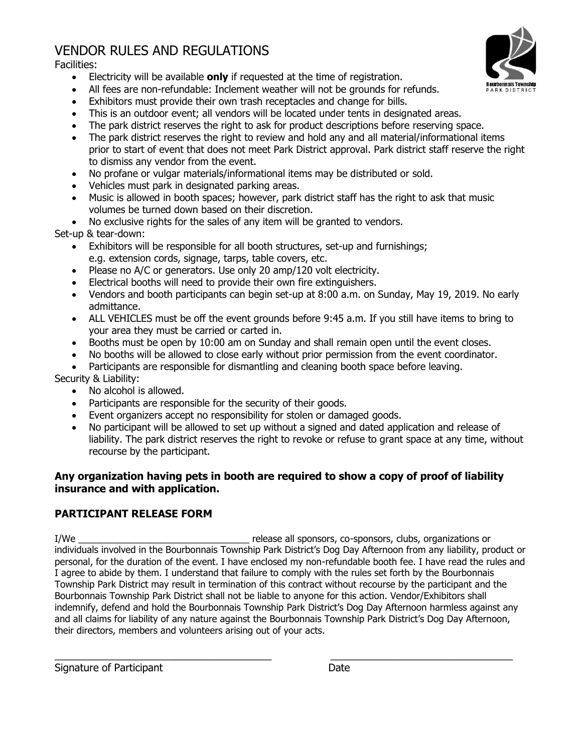# VENDOR RULES AND REGULATIONS

Facilities:

- Electricity will be available **only** if requested at the time of registration.
- All fees are non-refundable: Inclement weather will not be grounds for refunds.
- Exhibitors must provide their own trash receptacles and change for bills.
- This is an outdoor event; all vendors will be located under tents in designated areas.
- The park district reserves the right to ask for product descriptions before reserving space.
- The park district reserves the right to review and hold any and all material/informational items prior to start of event that does not meet Park District approval. Park district staff reserve the right to dismiss any vendor from the event.
- No profane or vulgar materials/informational items may be distributed or sold.
- Vehicles must park in designated parking areas.
- Music is allowed in booth spaces; however, park district staff has the right to ask that music volumes be turned down based on their discretion.
- No exclusive rights for the sales of any item will be granted to vendors.

Set-up & tear-down:

- Exhibitors will be responsible for all booth structures, set-up and furnishings; e.g. extension cords, signage, tarps, table covers, etc.
- Please no A/C or generators. Use only 20 amp/120 volt electricity.
- Electrical booths will need to provide their own fire extinguishers.
- Vendors and booth participants can begin set-up at 8:00 a.m. on Sunday, May 19, 2019. No early admittance.
- ALL VEHICLES must be off the event grounds before 9:45 a.m. If you still have items to bring to your area they must be carried or carted in.
- Booths must be open by 10:00 am on Sunday and shall remain open until the event closes.
- No booths will be allowed to close early without prior permission from the event coordinator.
- Participants are responsible for dismantling and cleaning booth space before leaving.

Security & Liability:

- No alcohol is allowed.
- Participants are responsible for the security of their goods.
- Event organizers accept no responsibility for stolen or damaged goods.
- No participant will be allowed to set up without a signed and dated application and release of liability. The park district reserves the right to revoke or refuse to grant space at any time, without recourse by the participant.

**Any organization having pets in booth are required to show a copy of proof of liability insurance and with application.**

## PARTICIPANT RELEASE FORM

I/We ________________________________ release all sponsors, co-sponsors, clubs, organizations or individuals involved in the Bourbonnais Township Park District's Dog Day Afternoon from any liability, product or personal, for the duration of the event. I have enclosed my non-refundable booth fee. I have read the rules and I agree to abide by them. I understand that failure to comply with the rules set forth by the Bourbonnais Township Park District may result in termination of this contract without recourse by the participant and the Bourbonnais Township Park District shall not be liable to anyone for this action. Vendor/Exhibitors shall indemnify, defend and hold the Bourbonnais Township Park District's Dog Day Afternoon harmless against any and all claims for liability of any nature against the Bourbonnais Township Park District's Dog Day Afternoon, their directors, members and volunteers arising out of your acts.

______________________________________ ________________________________

Signature of Participant Date